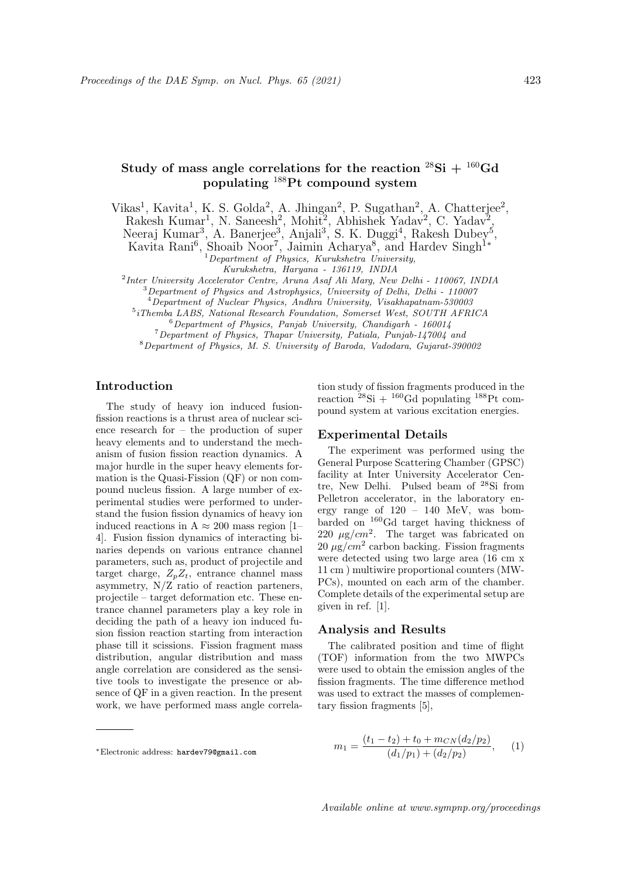# Study of mass angle correlations for the reaction $^{28}$Si + $^{160}$Gd populating $^{188}$Pt compound system

Vikas[1], Kavita[1], K. S. Golda[2], A. Jhingan[2], P. Sugathan[2], A. Chatterjee[2], Rakesh Kumar[1], N. Saneesh[2], Mohit[2], Abhishek Yadav[2], C. Yadav[2], Neeraj Kumar[3], A. Banerjee[3], Anjali[3], S. K. Duggi[4], Rakesh Dubey[5], Kavita Rani[6], Shoaib Noor[7], Jaimin Acharya[8], and Hardev Singh[1*]

[1] *Department of Physics, Kurukshetra University, Kurukshetra, Haryana - 136119, INDIA*
[2] *Inter University Accelerator Centre, Aruna Asaf Ali Marg, New Delhi - 110067, INDIA*
[3] *Department of Physics and Astrophysics, University of Delhi, Delhi - 110007*
[4] *Department of Nuclear Physics, Andhra University, Visakhapatnam-530003*
[5] *iThemba LABS, National Research Foundation, Somerset West, SOUTH AFRICA*
[6] *Department of Physics, Panjab University, Chandigarh - 160014*
[7] *Department of Physics, Thapar University, Patiala, Punjab-147004 and*
[8] *Department of Physics, M. S. University of Baroda, Vadodara, Gujarat-390002*

## Introduction

The study of heavy ion induced fusion-fission reactions is a thrust area of nuclear science research for – the production of super heavy elements and to understand the mechanism of fusion fission reaction dynamics. A major hurdle in the super heavy elements formation is the Quasi-Fission (QF) or non compound nucleus fission. A large number of experimental studies were performed to understand the fusion fission dynamics of heavy ion induced reactions in A $\approx$ 200 mass region [1–4]. Fusion fission dynamics of interacting binaries depends on various entrance channel parameters, such as, product of projectile and target charge, $Z_pZ_t$, entrance channel mass asymmetry, N/Z ratio of reaction parteners, projectile – target deformation etc. These entrance channel parameters play a key role in deciding the path of a heavy ion induced fusion fission reaction starting from interaction phase till it scissions. Fission fragment mass distribution, angular distribution and mass angle correlation are considered as the sensitive tools to investigate the presence or absence of QF in a given reaction. In the present work, we have performed mass angle correlation study of fission fragments produced in the reaction $^{28}$Si + $^{160}$Gd populating $^{188}$Pt compound system at various excitation energies.

## Experimental Details

The experiment was performed using the General Purpose Scattering Chamber (GPSC) facility at Inter University Accelerator Centre, New Delhi. Pulsed beam of $^{28}$Si from Pelletron accelerator, in the laboratory energy range of 120 – 140 MeV, was bombarded on $^{160}$Gd target having thickness of 220 $\mu$g/$cm^2$. The target was fabricated on 20 $\mu g/cm^2$ carbon backing. Fission fragments were detected using two large area (16 cm x 11 cm ) multiwire proportional counters (MWPCs), mounted on each arm of the chamber. Complete details of the experimental setup are given in ref. [1].

## Analysis and Results

The calibrated position and time of flight (TOF) information from the two MWPCs were used to obtain the emission angles of the fission fragments. The time difference method was used to extract the masses of complementary fission fragments [5],

$$m_1 = \frac{(t_1 - t_2) + t_0 + m_{CN}(d_2/p_2)}{(d_1/p_1) + (d_2/p_2)}, \quad (1)$$

*Electronic address: hardev79@gmail.com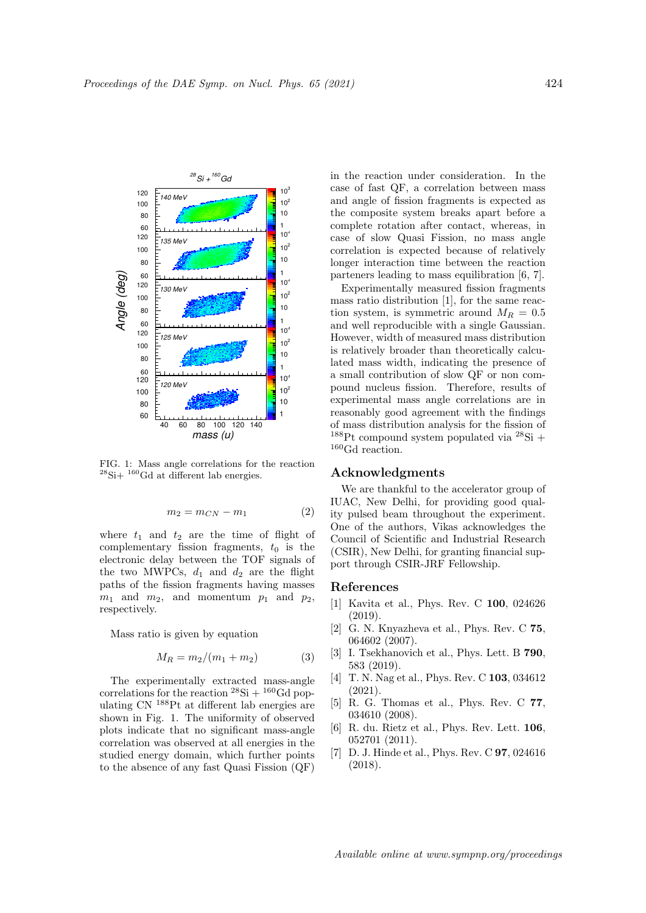$^{28}Si + ^{160}Gd$

Angle (deg)

140 MeV

135 MeV

130 MeV

125 MeV

120 MeV

120 100 80 60

mass (u)

40 60 80 100 120 140

$10^3$ $10^2$ 10 1

FIG. 1: Mass angle correlations for the reaction $^{28}$Si+ $^{160}$Gd at different lab energies.

$$m_2 = m_{CN} - m_1 \tag{2}$$

where $t_1$ and $t_2$ are the time of flight of complementary fission fragments, $t_0$ is the electronic delay between the TOF signals of the two MWPCs, $d_1$ and $d_2$ are the flight paths of the fission fragments having masses $m_1$ and $m_2$, and momentum $p_1$ and $p_2$, respectively.

Mass ratio is given by equation

$$M_R = m_2/(m_1 + m_2) \tag{3}$$

The experimentally extracted mass-angle correlations for the reaction $^{28}$Si + $^{160}$Gd populating CN $^{188}$Pt at different lab energies are shown in Fig. 1. The uniformity of observed plots indicate that no significant mass-angle correlation was observed at all energies in the studied energy domain, which further points to the absence of any fast Quasi Fission (QF) in the reaction under consideration. In the case of fast QF, a correlation between mass and angle of fission fragments is expected as the composite system breaks apart before a complete rotation after contact, whereas, in case of slow Quasi Fission, no mass angle correlation is expected because of relatively longer interaction time between the reaction parteners leading to mass equilibration [6, 7].

Experimentally measured fission fragments mass ratio distribution [1], for the same reaction system, is symmetric around $M_R = 0.5$ and well reproducible with a single Gaussian. However, width of measured mass distribution is relatively broader than theoretically calculated mass width, indicating the presence of a small contribution of slow QF or non compound nucleus fission. Therefore, results of experimental mass angle correlations are in reasonably good agreement with the findings of mass distribution analysis for the fission of $^{188}$Pt compound system populated via $^{28}$Si + $^{160}$Gd reaction.

## Acknowledgments

We are thankful to the accelerator group of IUAC, New Delhi, for providing good quality pulsed beam throughout the experiment. One of the authors, Vikas acknowledges the Council of Scientific and Industrial Research (CSIR), New Delhi, for granting financial support through CSIR-JRF Fellowship.

## References

[1] Kavita et al., Phys. Rev. C **100**, 024626 (2019).

[2] G. N. Knyazheva et al., Phys. Rev. C **75**, 064602 (2007).

[3] I. Tsekhanovich et al., Phys. Lett. B **790**, 583 (2019).

[4] T. N. Nag et al., Phys. Rev. C **103**, 034612 (2021).

[5] R. G. Thomas et al., Phys. Rev. C **77**, 034610 (2008).

[6] R. du. Rietz et al., Phys. Rev. Lett. **106**, 052701 (2011).

[7] D. J. Hinde et al., Phys. Rev. C **97**, 024616 (2018).